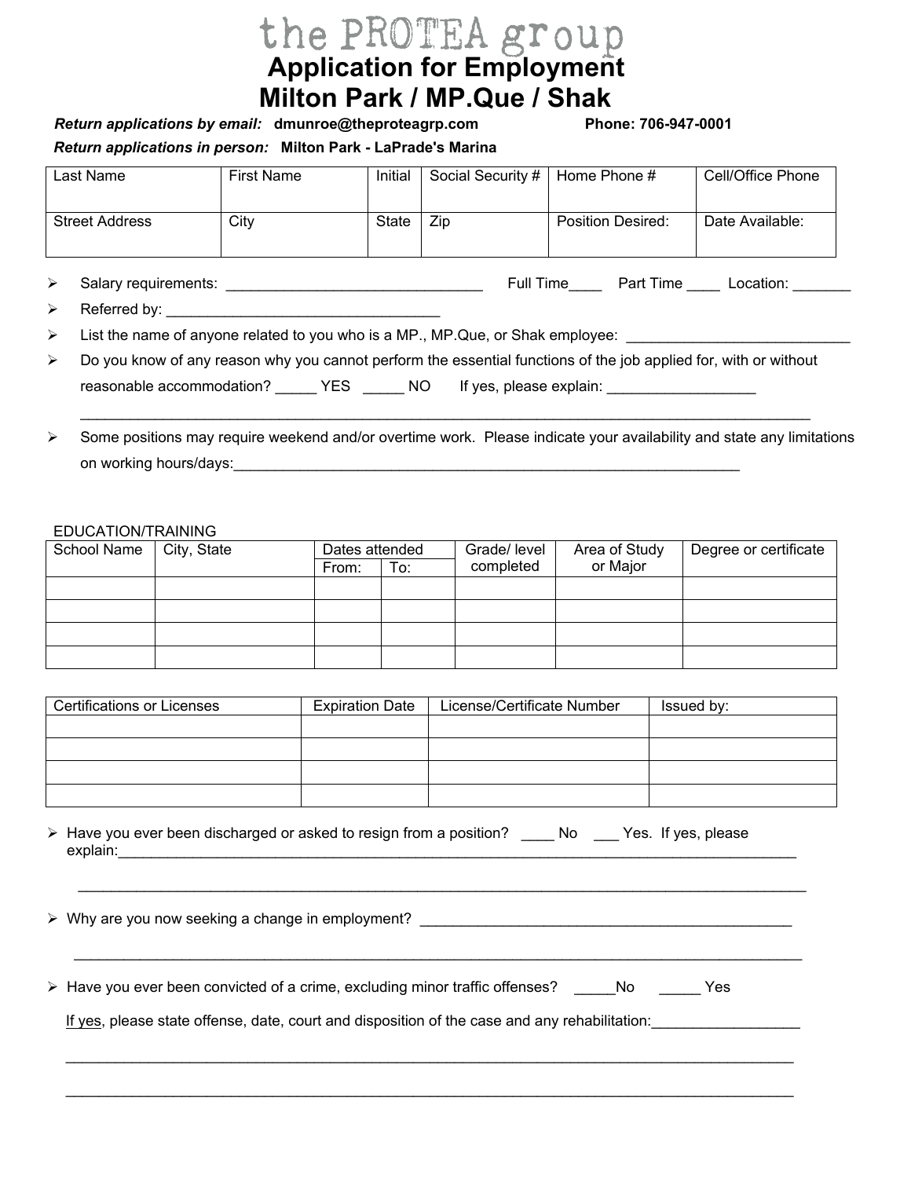# the PROTEA group

## Application for Employment

## Milton Park / MP.Que / Shak

***Return applications by email:*** **dmunroe@theproteagrp.com** **Phone: 706-947-0001**

***Return applications in person:*** **Milton Park - LaPrade's Marina**

| Last Name | First Name | Initial | Social Security # | Home Phone # | Cell/Office Phone |
|---|---|---|---|---|---|
| Street Address | City | State | Zip | Position Desired: | Date Available: |

- Salary requirements: ________________________________ Full Time____ Part Time ____ Location: _______
- Referred by: _________________________________
- List the name of anyone related to you who is a MP., MP.Que, or Shak employee: ___________________________
- Do you know of any reason why you cannot perform the essential functions of the job applied for, with or without reasonable accommodation? _____ YES _____ NO If yes, please explain: __________________

  ____________________________________________________________________________________________
- Some positions may require weekend and/or overtime work. Please indicate your availability and state any limitations on working hours/days:_________________________________________________________________

EDUCATION/TRAINING

| School Name | City, State | Dates attended | | Grade/ level completed | Area of Study or Major | Degree or certificate |
|---|---|---|---|---|---|---|
| | | From: | To: | | | |
| | | | | | | |
| | | | | | | |
| | | | | | | |
| | | | | | | |

| Certifications or Licenses | Expiration Date | License/Certificate Number | Issued by: |
|---|---|---|---|
| | | | |
| | | | |
| | | | |
| | | | |

- Have you ever been discharged or asked to resign from a position? ____ No ___ Yes. If yes, please explain:_________________________________________________________________________________________

  ____________________________________________________________________________________________
- Why are you now seeking a change in employment? ______________________________________________

  ____________________________________________________________________________________________
- Have you ever been convicted of a crime, excluding minor traffic offenses? _____No _____ Yes

  If yes, please state offense, date, court and disposition of the case and any rehabilitation:__________________

  ____________________________________________________________________________________________

  ____________________________________________________________________________________________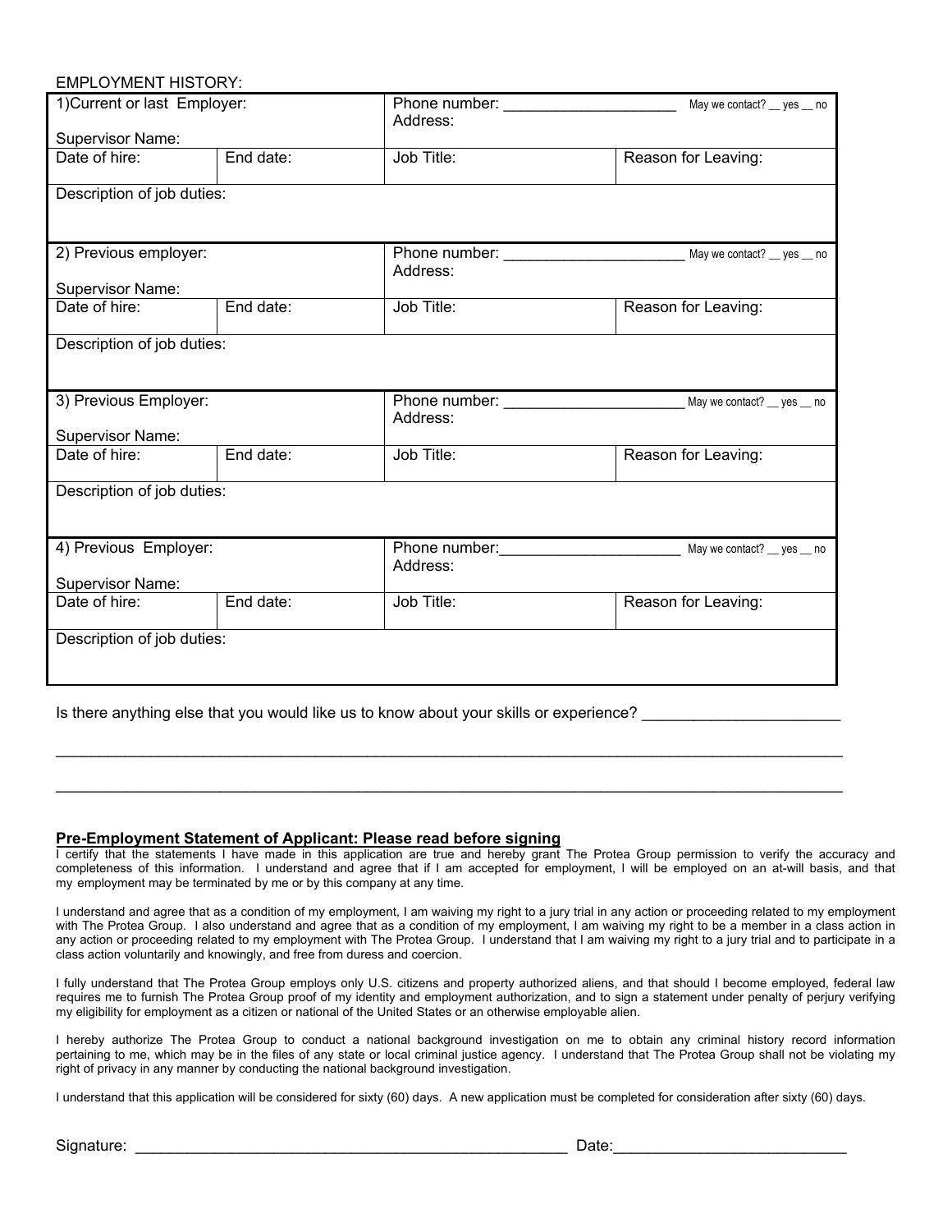EMPLOYMENT HISTORY:

| 1)Current or last Employer:<br><br>Supervisor Name: | | Phone number: ____________________ May we contact? __ yes __ no<br>Address: | |
|---|---|---|---|
| Date of hire: | End date: | Job Title: | Reason for Leaving: |
| Description of job duties: | | | |
| 2) Previous employer:<br><br>Supervisor Name: | | Phone number: _____________________ May we contact? __ yes __ no<br>Address: | |
| Date of hire: | End date: | Job Title: | Reason for Leaving: |
| Description of job duties: | | | |
| 3) Previous Employer:<br><br>Supervisor Name: | | Phone number: _____________________ May we contact? __ yes __ no<br>Address: | |
| Date of hire: | End date: | Job Title: | Reason for Leaving: |
| Description of job duties: | | | |
| 4) Previous Employer:<br><br>Supervisor Name: | | Phone number: _____________________ May we contact? __ yes __ no<br>Address: | |
| Date of hire: | End date: | Job Title: | Reason for Leaving: |
| Description of job duties: | | | |

Is there anything else that you would like us to know about your skills or experience? ______________________

_______________________________________________________________________________________________

_______________________________________________________________________________________________

**Pre-Employment Statement of Applicant: Please read before signing**

I certify that the statements I have made in this application are true and hereby grant The Protea Group permission to verify the accuracy and completeness of this information. I understand and agree that if I am accepted for employment, I will be employed on an at-will basis, and that my employment may be terminated by me or by this company at any time.

I understand and agree that as a condition of my employment, I am waiving my right to a jury trial in any action or proceeding related to my employment with The Protea Group. I also understand and agree that as a condition of my employment, I am waiving my right to be a member in a class action in any action or proceeding related to my employment with The Protea Group. I understand that I am waiving my right to a jury trial and to participate in a class action voluntarily and knowingly, and free from duress and coercion.

I fully understand that The Protea Group employs only U.S. citizens and property authorized aliens, and that should I become employed, federal law requires me to furnish The Protea Group proof of my identity and employment authorization, and to sign a statement under penalty of perjury verifying my eligibility for employment as a citizen or national of the United States or an otherwise employable alien.

I hereby authorize The Protea Group to conduct a national background investigation on me to obtain any criminal history record information pertaining to me, which may be in the files of any state or local criminal justice agency. I understand that The Protea Group shall not be violating my right of privacy in any manner by conducting the national background investigation.

I understand that this application will be considered for sixty (60) days. A new application must be completed for consideration after sixty (60) days.

Signature: ____________________________________________________ Date:___________________________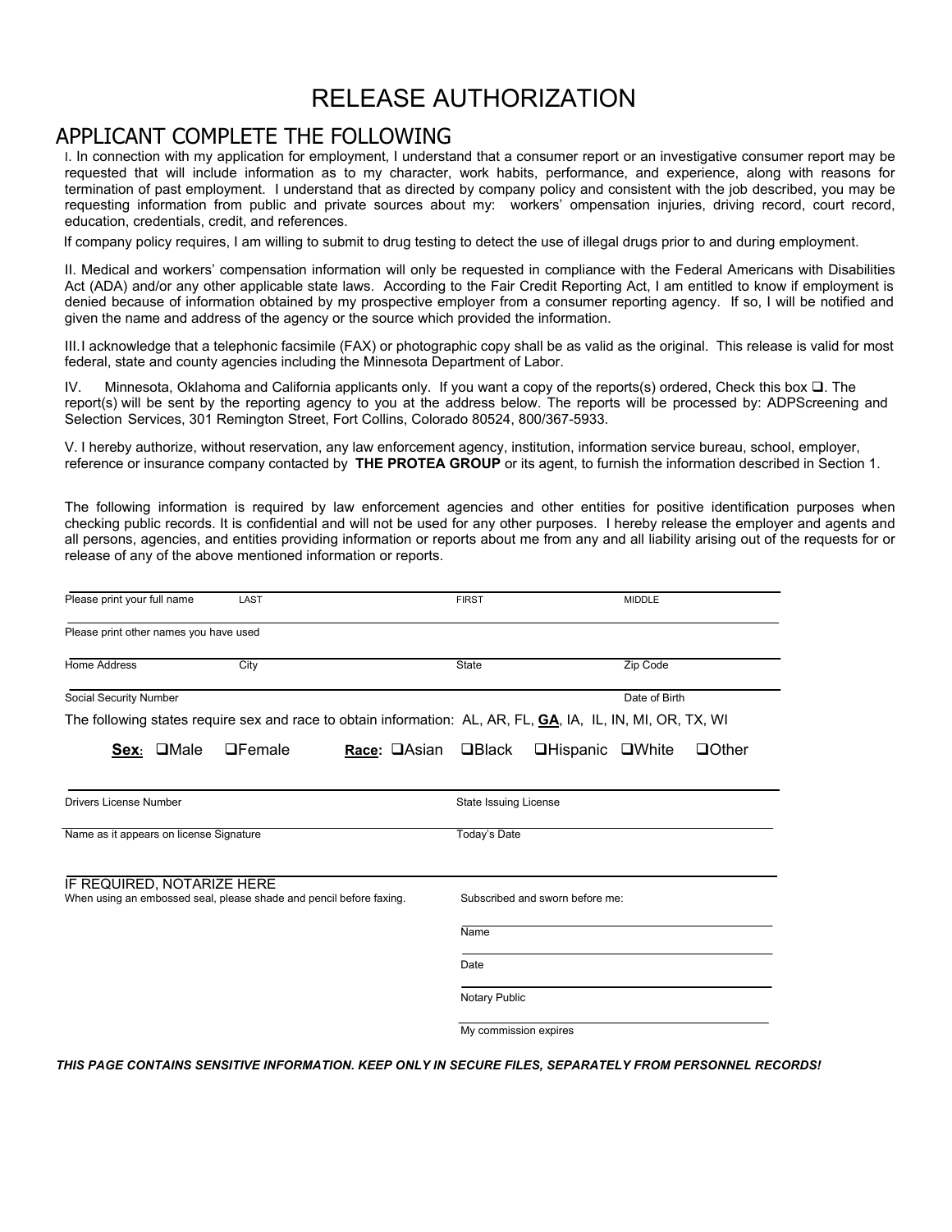# RELEASE AUTHORIZATION

## APPLICANT COMPLETE THE FOLLOWING

I. In connection with my application for employment, I understand that a consumer report or an investigative consumer report may be requested that will include information as to my character, work habits, performance, and experience, along with reasons for termination of past employment. I understand that as directed by company policy and consistent with the job described, you may be requesting information from public and private sources about my: workers' ompensation injuries, driving record, court record, education, credentials, credit, and references.

If company policy requires, I am willing to submit to drug testing to detect the use of illegal drugs prior to and during employment.

II. Medical and workers' compensation information will only be requested in compliance with the Federal Americans with Disabilities Act (ADA) and/or any other applicable state laws. According to the Fair Credit Reporting Act, I am entitled to know if employment is denied because of information obtained by my prospective employer from a consumer reporting agency. If so, I will be notified and given the name and address of the agency or the source which provided the information.

III. I acknowledge that a telephonic facsimile (FAX) or photographic copy shall be as valid as the original. This release is valid for most federal, state and county agencies including the Minnesota Department of Labor.

IV. Minnesota, Oklahoma and California applicants only. If you want a copy of the reports(s) ordered, Check this box ❑. The report(s) will be sent by the reporting agency to you at the address below. The reports will be processed by: ADPScreening and Selection Services, 301 Remington Street, Fort Collins, Colorado 80524, 800/367-5933.

V. I hereby authorize, without reservation, any law enforcement agency, institution, information service bureau, school, employer, reference or insurance company contacted by **THE PROTEA GROUP** or its agent, to furnish the information described in Section 1.

The following information is required by law enforcement agencies and other entities for positive identification purposes when checking public records. It is confidential and will not be used for any other purposes. I hereby release the employer and agents and all persons, agencies, and entities providing information or reports about me from any and all liability arising out of the requests for or release of any of the above mentioned information or reports.

Please print your full name ______ LAST ______ FIRST ______ MIDDLE ______

Please print other names you have used ______

Home Address ______ City ______ State ______ Zip Code ______

Social Security Number ______ Date of Birth ______

The following states require sex and race to obtain information: AL, AR, FL, **GA**, IA, IL, IN, MI, OR, TX, WI

**Sex**: ❑Male ❑Female **Race:** ❑Asian ❑Black ❑Hispanic ❑White ❑Other

Drivers License Number ______ State Issuing License ______

Name as it appears on license Signature ______ Today's Date ______

IF REQUIRED, NOTARIZE HERE

When using an embossed seal, please shade and pencil before faxing.

Subscribed and sworn before me:

Name ______

Date ______

Notary Public ______

My commission expires ______

***THIS PAGE CONTAINS SENSITIVE INFORMATION. KEEP ONLY IN SECURE FILES, SEPARATELY FROM PERSONNEL RECORDS!***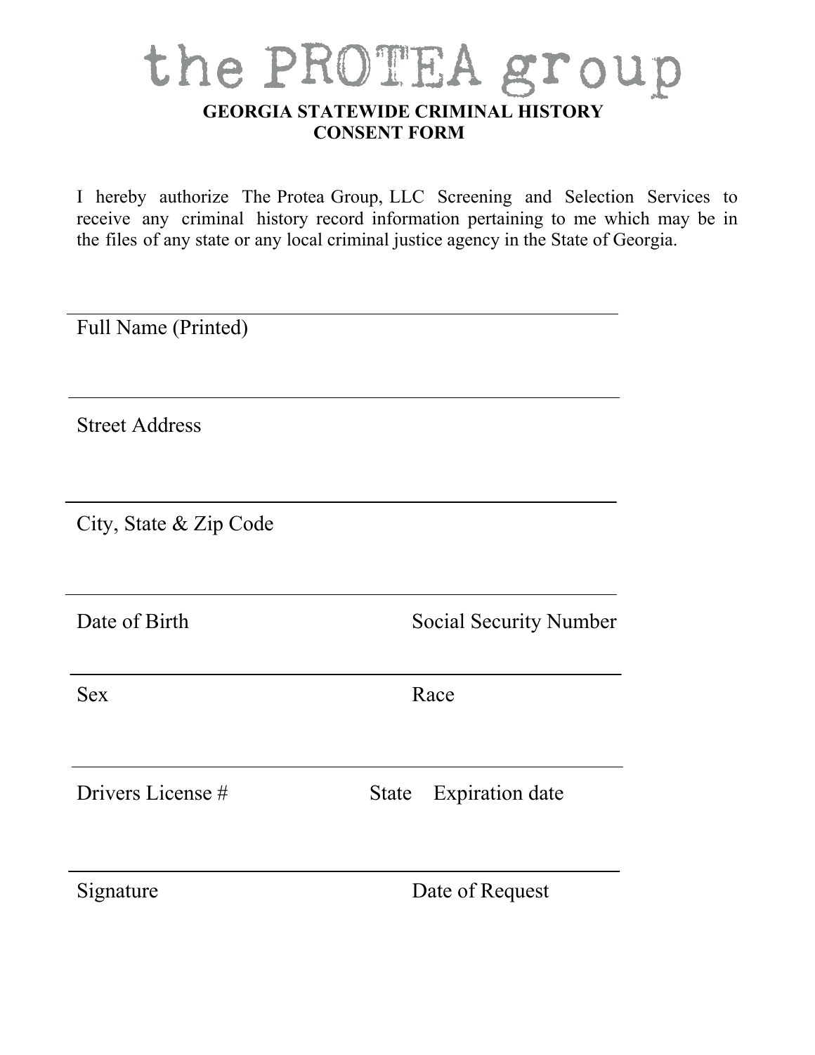# the PROTEA group

## GEORGIA STATEWIDE CRIMINAL HISTORY CONSENT FORM

I hereby authorize The Protea Group, LLC Screening and Selection Services to receive any criminal history record information pertaining to me which may be in the files of any state or any local criminal justice agency in the State of Georgia.

\_\_\_\_\_\_\_\_\_\_\_\_\_\_\_\_\_\_\_\_\_\_\_\_\_\_\_\_\_\_\_\_\_\_\_\_\_\_\_\_\_\_\_\_\_\_\_\_\_\_\_\_\_\_\_\_\_\_\_\_
Full Name (Printed)

\_\_\_\_\_\_\_\_\_\_\_\_\_\_\_\_\_\_\_\_\_\_\_\_\_\_\_\_\_\_\_\_\_\_\_\_\_\_\_\_\_\_\_\_\_\_\_\_\_\_\_\_\_\_\_\_\_\_\_\_
Street Address

\_\_\_\_\_\_\_\_\_\_\_\_\_\_\_\_\_\_\_\_\_\_\_\_\_\_\_\_\_\_\_\_\_\_\_\_\_\_\_\_\_\_\_\_\_\_\_\_\_\_\_\_\_\_\_\_\_\_\_\_
City, State & Zip Code

\_\_\_\_\_\_\_\_\_\_\_\_\_\_\_\_\_\_\_\_\_\_\_\_\_\_\_\_\_\_\_\_\_\_\_\_\_\_\_\_\_\_\_\_\_\_\_\_\_\_\_\_\_\_\_\_\_\_\_\_
Date of Birth                    Social Security Number

\_\_\_\_\_\_\_\_\_\_\_\_\_\_\_\_\_\_\_\_\_\_\_\_\_\_\_\_\_\_\_\_\_\_\_\_\_\_\_\_\_\_\_\_\_\_\_\_\_\_\_\_\_\_\_\_\_\_\_\_
Sex                    Race

\_\_\_\_\_\_\_\_\_\_\_\_\_\_\_\_\_\_\_\_\_\_\_\_\_\_\_\_\_\_\_\_\_\_\_\_\_\_\_\_\_\_\_\_\_\_\_\_\_\_\_\_\_\_\_\_\_\_\_\_
Drivers License #                    State    Expiration date

\_\_\_\_\_\_\_\_\_\_\_\_\_\_\_\_\_\_\_\_\_\_\_\_\_\_\_\_\_\_\_\_\_\_\_\_\_\_\_\_\_\_\_\_\_\_\_\_\_\_\_\_\_\_\_\_\_\_\_\_
Signature                    Date of Request